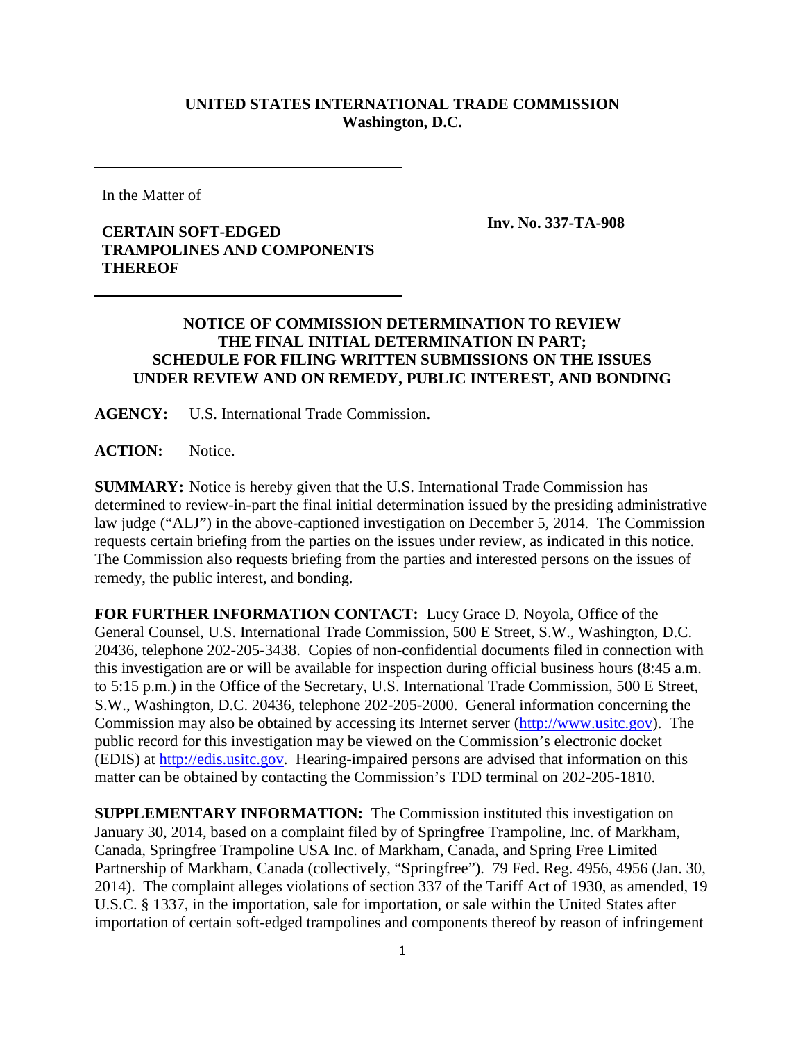**UNITED STATES INTERNATIONAL TRADE COMMISSION**
**Washington, D.C.**

In the Matter of

**CERTAIN SOFT-EDGED TRAMPOLINES AND COMPONENTS THEREOF**

**Inv. No. 337-TA-908**

**NOTICE OF COMMISSION DETERMINATION TO REVIEW THE FINAL INITIAL DETERMINATION IN PART; SCHEDULE FOR FILING WRITTEN SUBMISSIONS ON THE ISSUES UNDER REVIEW AND ON REMEDY, PUBLIC INTEREST, AND BONDING**

**AGENCY:** U.S. International Trade Commission.

**ACTION:** Notice.

**SUMMARY:** Notice is hereby given that the U.S. International Trade Commission has determined to review-in-part the final initial determination issued by the presiding administrative law judge ("ALJ") in the above-captioned investigation on December 5, 2014. The Commission requests certain briefing from the parties on the issues under review, as indicated in this notice. The Commission also requests briefing from the parties and interested persons on the issues of remedy, the public interest, and bonding.

**FOR FURTHER INFORMATION CONTACT:** Lucy Grace D. Noyola, Office of the General Counsel, U.S. International Trade Commission, 500 E Street, S.W., Washington, D.C. 20436, telephone 202-205-3438. Copies of non-confidential documents filed in connection with this investigation are or will be available for inspection during official business hours (8:45 a.m. to 5:15 p.m.) in the Office of the Secretary, U.S. International Trade Commission, 500 E Street, S.W., Washington, D.C. 20436, telephone 202-205-2000. General information concerning the Commission may also be obtained by accessing its Internet server (http://www.usitc.gov). The public record for this investigation may be viewed on the Commission's electronic docket (EDIS) at http://edis.usitc.gov. Hearing-impaired persons are advised that information on this matter can be obtained by contacting the Commission's TDD terminal on 202-205-1810.

**SUPPLEMENTARY INFORMATION:** The Commission instituted this investigation on January 30, 2014, based on a complaint filed by of Springfree Trampoline, Inc. of Markham, Canada, Springfree Trampoline USA Inc. of Markham, Canada, and Spring Free Limited Partnership of Markham, Canada (collectively, "Springfree"). 79 Fed. Reg. 4956, 4956 (Jan. 30, 2014). The complaint alleges violations of section 337 of the Tariff Act of 1930, as amended, 19 U.S.C. § 1337, in the importation, sale for importation, or sale within the United States after importation of certain soft-edged trampolines and components thereof by reason of infringement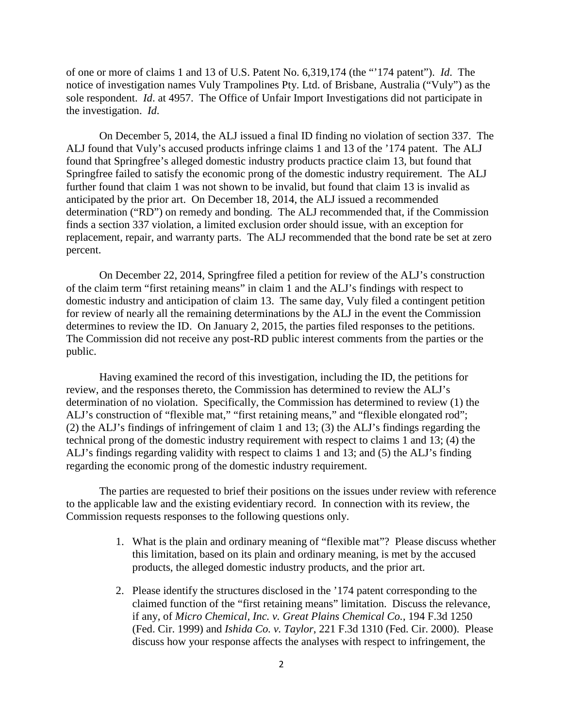of one or more of claims 1 and 13 of U.S. Patent No. 6,319,174 (the "'174 patent"). *Id.* The notice of investigation names Vuly Trampolines Pty. Ltd. of Brisbane, Australia ("Vuly") as the sole respondent. *Id*. at 4957. The Office of Unfair Import Investigations did not participate in the investigation. *Id.*

On December 5, 2014, the ALJ issued a final ID finding no violation of section 337. The ALJ found that Vuly's accused products infringe claims 1 and 13 of the '174 patent. The ALJ found that Springfree's alleged domestic industry products practice claim 13, but found that Springfree failed to satisfy the economic prong of the domestic industry requirement. The ALJ further found that claim 1 was not shown to be invalid, but found that claim 13 is invalid as anticipated by the prior art. On December 18, 2014, the ALJ issued a recommended determination ("RD") on remedy and bonding. The ALJ recommended that, if the Commission finds a section 337 violation, a limited exclusion order should issue, with an exception for replacement, repair, and warranty parts. The ALJ recommended that the bond rate be set at zero percent.

On December 22, 2014, Springfree filed a petition for review of the ALJ's construction of the claim term "first retaining means" in claim 1 and the ALJ's findings with respect to domestic industry and anticipation of claim 13. The same day, Vuly filed a contingent petition for review of nearly all the remaining determinations by the ALJ in the event the Commission determines to review the ID. On January 2, 2015, the parties filed responses to the petitions. The Commission did not receive any post-RD public interest comments from the parties or the public.

Having examined the record of this investigation, including the ID, the petitions for review, and the responses thereto, the Commission has determined to review the ALJ's determination of no violation. Specifically, the Commission has determined to review (1) the ALJ's construction of "flexible mat," "first retaining means," and "flexible elongated rod"; (2) the ALJ's findings of infringement of claim 1 and 13; (3) the ALJ's findings regarding the technical prong of the domestic industry requirement with respect to claims 1 and 13; (4) the ALJ's findings regarding validity with respect to claims 1 and 13; and (5) the ALJ's finding regarding the economic prong of the domestic industry requirement.

The parties are requested to brief their positions on the issues under review with reference to the applicable law and the existing evidentiary record. In connection with its review, the Commission requests responses to the following questions only.

1. What is the plain and ordinary meaning of "flexible mat"? Please discuss whether this limitation, based on its plain and ordinary meaning, is met by the accused products, the alleged domestic industry products, and the prior art.

2. Please identify the structures disclosed in the '174 patent corresponding to the claimed function of the "first retaining means" limitation. Discuss the relevance, if any, of *Micro Chemical, Inc. v. Great Plains Chemical Co.*, 194 F.3d 1250 (Fed. Cir. 1999) and *Ishida Co. v. Taylor*, 221 F.3d 1310 (Fed. Cir. 2000). Please discuss how your response affects the analyses with respect to infringement, the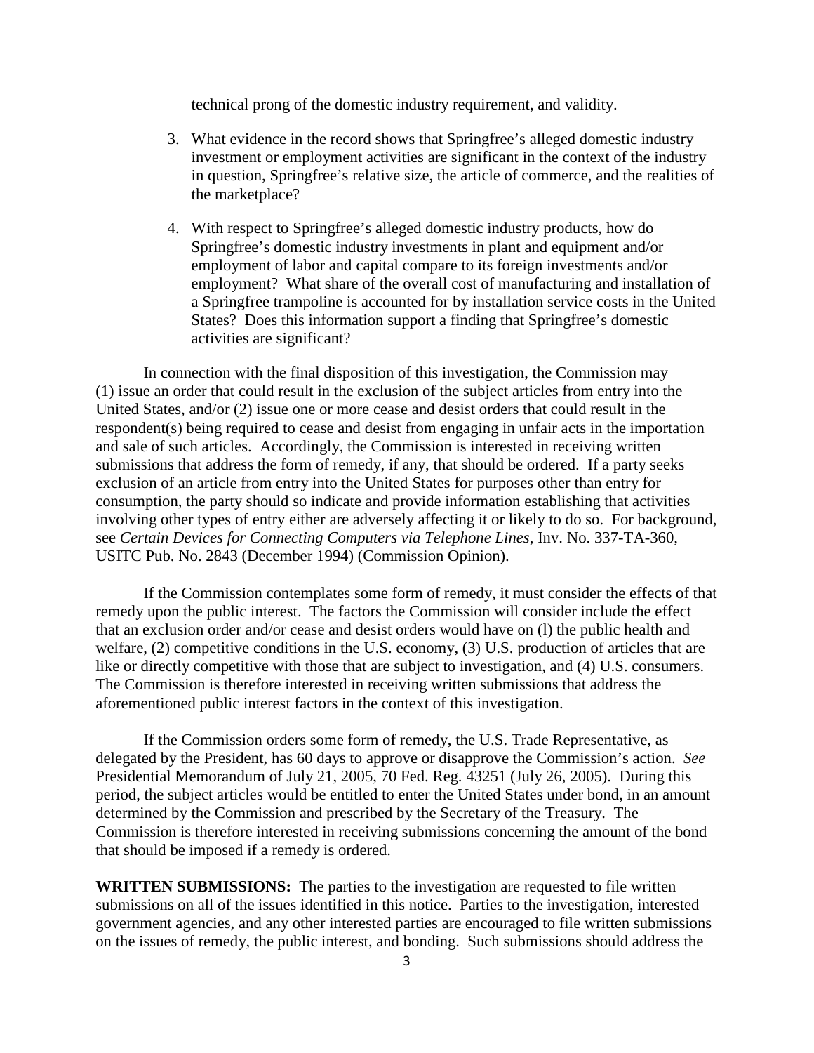technical prong of the domestic industry requirement, and validity.

3. What evidence in the record shows that Springfree's alleged domestic industry investment or employment activities are significant in the context of the industry in question, Springfree's relative size, the article of commerce, and the realities of the marketplace?

4. With respect to Springfree's alleged domestic industry products, how do Springfree's domestic industry investments in plant and equipment and/or employment of labor and capital compare to its foreign investments and/or employment? What share of the overall cost of manufacturing and installation of a Springfree trampoline is accounted for by installation service costs in the United States? Does this information support a finding that Springfree's domestic activities are significant?

In connection with the final disposition of this investigation, the Commission may (1) issue an order that could result in the exclusion of the subject articles from entry into the United States, and/or (2) issue one or more cease and desist orders that could result in the respondent(s) being required to cease and desist from engaging in unfair acts in the importation and sale of such articles. Accordingly, the Commission is interested in receiving written submissions that address the form of remedy, if any, that should be ordered. If a party seeks exclusion of an article from entry into the United States for purposes other than entry for consumption, the party should so indicate and provide information establishing that activities involving other types of entry either are adversely affecting it or likely to do so. For background, see *Certain Devices for Connecting Computers via Telephone Lines*, Inv. No. 337-TA-360, USITC Pub. No. 2843 (December 1994) (Commission Opinion).

If the Commission contemplates some form of remedy, it must consider the effects of that remedy upon the public interest. The factors the Commission will consider include the effect that an exclusion order and/or cease and desist orders would have on (l) the public health and welfare, (2) competitive conditions in the U.S. economy, (3) U.S. production of articles that are like or directly competitive with those that are subject to investigation, and (4) U.S. consumers. The Commission is therefore interested in receiving written submissions that address the aforementioned public interest factors in the context of this investigation.

If the Commission orders some form of remedy, the U.S. Trade Representative, as delegated by the President, has 60 days to approve or disapprove the Commission's action. *See* Presidential Memorandum of July 21, 2005, 70 Fed. Reg. 43251 (July 26, 2005). During this period, the subject articles would be entitled to enter the United States under bond, in an amount determined by the Commission and prescribed by the Secretary of the Treasury. The Commission is therefore interested in receiving submissions concerning the amount of the bond that should be imposed if a remedy is ordered.

**WRITTEN SUBMISSIONS:** The parties to the investigation are requested to file written submissions on all of the issues identified in this notice. Parties to the investigation, interested government agencies, and any other interested parties are encouraged to file written submissions on the issues of remedy, the public interest, and bonding. Such submissions should address the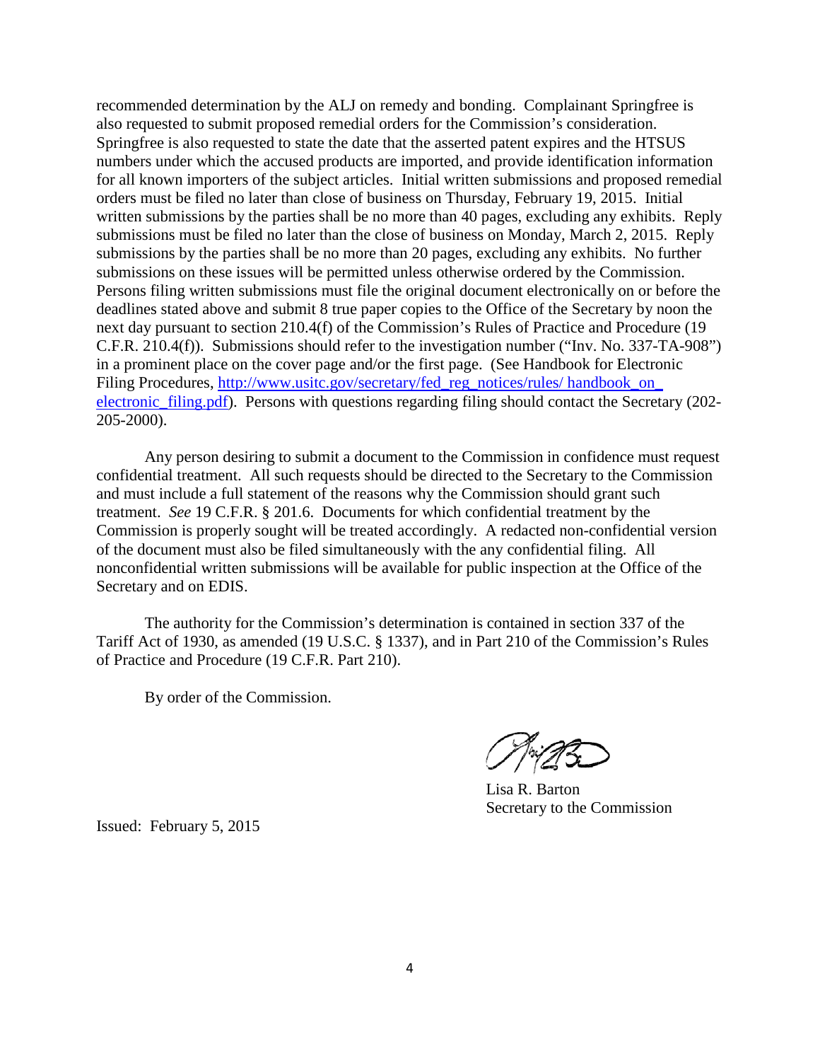recommended determination by the ALJ on remedy and bonding. Complainant Springfree is also requested to submit proposed remedial orders for the Commission's consideration. Springfree is also requested to state the date that the asserted patent expires and the HTSUS numbers under which the accused products are imported, and provide identification information for all known importers of the subject articles. Initial written submissions and proposed remedial orders must be filed no later than close of business on Thursday, February 19, 2015. Initial written submissions by the parties shall be no more than 40 pages, excluding any exhibits. Reply submissions must be filed no later than the close of business on Monday, March 2, 2015. Reply submissions by the parties shall be no more than 20 pages, excluding any exhibits. No further submissions on these issues will be permitted unless otherwise ordered by the Commission. Persons filing written submissions must file the original document electronically on or before the deadlines stated above and submit 8 true paper copies to the Office of the Secretary by noon the next day pursuant to section 210.4(f) of the Commission's Rules of Practice and Procedure (19 C.F.R. 210.4(f)). Submissions should refer to the investigation number ("Inv. No. 337-TA-908") in a prominent place on the cover page and/or the first page. (See Handbook for Electronic Filing Procedures, [http://www.usitc.gov/secretary/fed_reg_notices/rules/ handbook_on_ electronic_filing.pdf](http://www.usitc.gov/secretary/fed_reg_notices/rules/handbook_on_electronic_filing.pdf)). Persons with questions regarding filing should contact the Secretary (202-205-2000).

Any person desiring to submit a document to the Commission in confidence must request confidential treatment. All such requests should be directed to the Secretary to the Commission and must include a full statement of the reasons why the Commission should grant such treatment. *See* 19 C.F.R. § 201.6. Documents for which confidential treatment by the Commission is properly sought will be treated accordingly. A redacted non-confidential version of the document must also be filed simultaneously with the any confidential filing. All nonconfidential written submissions will be available for public inspection at the Office of the Secretary and on EDIS.

The authority for the Commission's determination is contained in section 337 of the Tariff Act of 1930, as amended (19 U.S.C. § 1337), and in Part 210 of the Commission's Rules of Practice and Procedure (19 C.F.R. Part 210).

By order of the Commission.

Lisa R. Barton
Secretary to the Commission

Issued: February 5, 2015